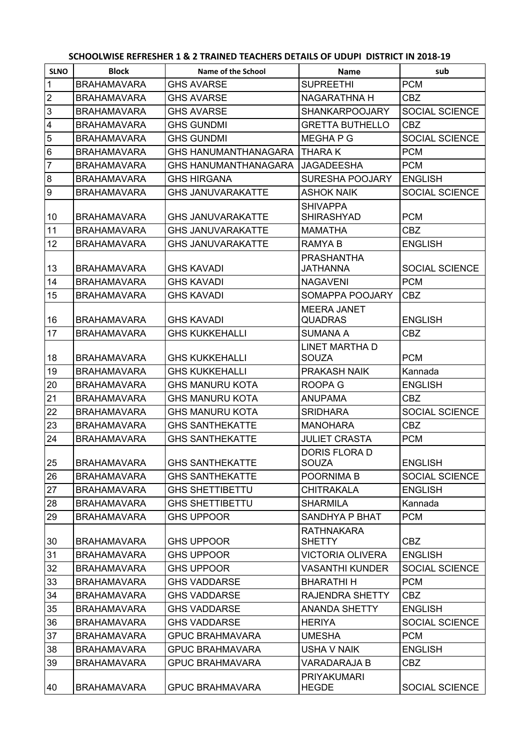## SCHOOLWISE REFRESHER 1 & 2 TRAINED TEACHERS DETAILS OF UDUPI DISTRICT IN 2018-19

| SLNO | Block | Name of the School | Name | sub |
|---|---|---|---|---|
| 1 | BRAHAMAVARA | GHS AVARSE | SUPREETHI | PCM |
| 2 | BRAHAMAVARA | GHS AVARSE | NAGARATHNA H | CBZ |
| 3 | BRAHAMAVARA | GHS AVARSE | SHANKARPOOJARY | SOCIAL SCIENCE |
| 4 | BRAHAMAVARA | GHS GUNDMI | GRETTA BUTHELLO | CBZ |
| 5 | BRAHAMAVARA | GHS GUNDMI | MEGHA P G | SOCIAL SCIENCE |
| 6 | BRAHAMAVARA | GHS HANUMANTHANAGARA | THARA K | PCM |
| 7 | BRAHAMAVARA | GHS HANUMANTHANAGARA | JAGADEESHA | PCM |
| 8 | BRAHAMAVARA | GHS HIRGANA | SURESHA POOJARY | ENGLISH |
| 9 | BRAHAMAVARA | GHS JANUVARAKATTE | ASHOK NAIK | SOCIAL SCIENCE |
| 10 | BRAHAMAVARA | GHS JANUVARAKATTE | SHIVAPPA SHIRASHYAD | PCM |
| 11 | BRAHAMAVARA | GHS JANUVARAKATTE | MAMATHA | CBZ |
| 12 | BRAHAMAVARA | GHS JANUVARAKATTE | RAMYA B | ENGLISH |
| 13 | BRAHAMAVARA | GHS KAVADI | PRASHANTHA JATHANNA | SOCIAL SCIENCE |
| 14 | BRAHAMAVARA | GHS KAVADI | NAGAVENI | PCM |
| 15 | BRAHAMAVARA | GHS KAVADI | SOMAPPA POOJARY | CBZ |
| 16 | BRAHAMAVARA | GHS KAVADI | MEERA JANET QUADRAS | ENGLISH |
| 17 | BRAHAMAVARA | GHS KUKKEHALLI | SUMANA A | CBZ |
| 18 | BRAHAMAVARA | GHS KUKKEHALLI | LINET MARTHA D SOUZA | PCM |
| 19 | BRAHAMAVARA | GHS KUKKEHALLI | PRAKASH NAIK | Kannada |
| 20 | BRAHAMAVARA | GHS MANURU KOTA | ROOPA G | ENGLISH |
| 21 | BRAHAMAVARA | GHS MANURU KOTA | ANUPAMA | CBZ |
| 22 | BRAHAMAVARA | GHS MANURU KOTA | SRIDHARA | SOCIAL SCIENCE |
| 23 | BRAHAMAVARA | GHS SANTHEKATTE | MANOHARA | CBZ |
| 24 | BRAHAMAVARA | GHS SANTHEKATTE | JULIET CRASTA | PCM |
| 25 | BRAHAMAVARA | GHS SANTHEKATTE | DORIS FLORA D SOUZA | ENGLISH |
| 26 | BRAHAMAVARA | GHS SANTHEKATTE | POORNIMA B | SOCIAL SCIENCE |
| 27 | BRAHAMAVARA | GHS SHETTIBETTU | CHITRAKALA | ENGLISH |
| 28 | BRAHAMAVARA | GHS SHETTIBETTU | SHARMILA | Kannada |
| 29 | BRAHAMAVARA | GHS UPPOOR | SANDHYA P BHAT | PCM |
| 30 | BRAHAMAVARA | GHS UPPOOR | RATHNAKARA SHETTY | CBZ |
| 31 | BRAHAMAVARA | GHS UPPOOR | VICTORIA OLIVERA | ENGLISH |
| 32 | BRAHAMAVARA | GHS UPPOOR | VASANTHI KUNDER | SOCIAL SCIENCE |
| 33 | BRAHAMAVARA | GHS VADDARSE | BHARATHI H | PCM |
| 34 | BRAHAMAVARA | GHS VADDARSE | RAJENDRA SHETTY | CBZ |
| 35 | BRAHAMAVARA | GHS VADDARSE | ANANDA SHETTY | ENGLISH |
| 36 | BRAHAMAVARA | GHS VADDARSE | HERIYA | SOCIAL SCIENCE |
| 37 | BRAHAMAVARA | GPUC BRAHMAVARA | UMESHA | PCM |
| 38 | BRAHAMAVARA | GPUC BRAHMAVARA | USHA V NAIK | ENGLISH |
| 39 | BRAHAMAVARA | GPUC BRAHMAVARA | VARADARAJA B | CBZ |
| 40 | BRAHAMAVARA | GPUC BRAHMAVARA | PRIYAKUMARI HEGDE | SOCIAL SCIENCE |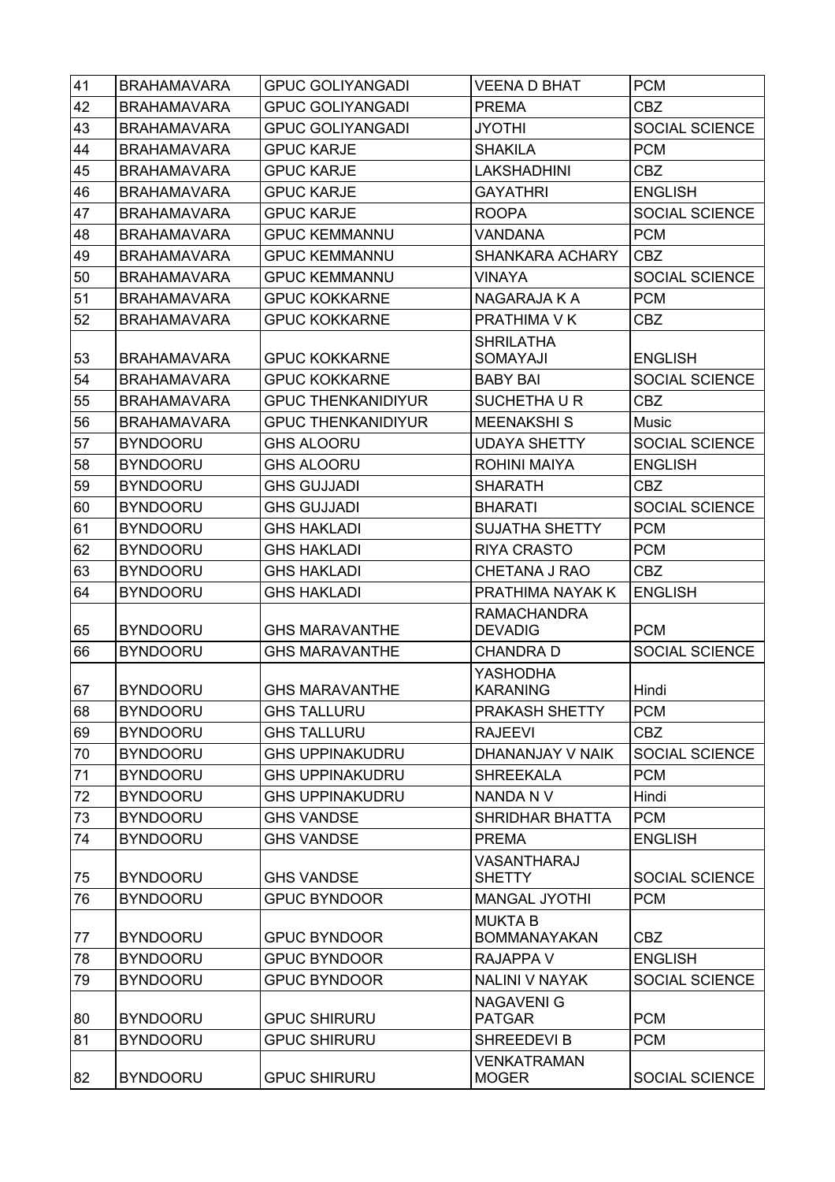| 41 | BRAHAMAVARA | GPUC GOLIYANGADI | VEENA D BHAT | PCM |
|---|---|---|---|---|
| 42 | BRAHAMAVARA | GPUC GOLIYANGADI | PREMA | CBZ |
| 43 | BRAHAMAVARA | GPUC GOLIYANGADI | JYOTHI | SOCIAL SCIENCE |
| 44 | BRAHAMAVARA | GPUC KARJE | SHAKILA | PCM |
| 45 | BRAHAMAVARA | GPUC KARJE | LAKSHADHINI | CBZ |
| 46 | BRAHAMAVARA | GPUC KARJE | GAYATHRI | ENGLISH |
| 47 | BRAHAMAVARA | GPUC KARJE | ROOPA | SOCIAL SCIENCE |
| 48 | BRAHAMAVARA | GPUC KEMMANNU | VANDANA | PCM |
| 49 | BRAHAMAVARA | GPUC KEMMANNU | SHANKARA ACHARY | CBZ |
| 50 | BRAHAMAVARA | GPUC KEMMANNU | VINAYA | SOCIAL SCIENCE |
| 51 | BRAHAMAVARA | GPUC KOKKARNE | NAGARAJA K A | PCM |
| 52 | BRAHAMAVARA | GPUC KOKKARNE | PRATHIMA V K | CBZ |
| 53 | BRAHAMAVARA | GPUC KOKKARNE | SHRILATHA SOMAYAJI | ENGLISH |
| 54 | BRAHAMAVARA | GPUC KOKKARNE | BABY BAI | SOCIAL SCIENCE |
| 55 | BRAHAMAVARA | GPUC THENKANIDIYUR | SUCHETHA U R | CBZ |
| 56 | BRAHAMAVARA | GPUC THENKANIDIYUR | MEENAKSHI S | Music |
| 57 | BYNDOORU | GHS ALOORU | UDAYA SHETTY | SOCIAL SCIENCE |
| 58 | BYNDOORU | GHS ALOORU | ROHINI MAIYA | ENGLISH |
| 59 | BYNDOORU | GHS GUJJADI | SHARATH | CBZ |
| 60 | BYNDOORU | GHS GUJJADI | BHARATI | SOCIAL SCIENCE |
| 61 | BYNDOORU | GHS HAKLADI | SUJATHA SHETTY | PCM |
| 62 | BYNDOORU | GHS HAKLADI | RIYA CRASTO | PCM |
| 63 | BYNDOORU | GHS HAKLADI | CHETANA J RAO | CBZ |
| 64 | BYNDOORU | GHS HAKLADI | PRATHIMA NAYAK K | ENGLISH |
| 65 | BYNDOORU | GHS MARAVANTHE | RAMACHANDRA DEVADIG | PCM |
| 66 | BYNDOORU | GHS MARAVANTHE | CHANDRA D | SOCIAL SCIENCE |
| 67 | BYNDOORU | GHS MARAVANTHE | YASHODHA KARANING | Hindi |
| 68 | BYNDOORU | GHS TALLURU | PRAKASH SHETTY | PCM |
| 69 | BYNDOORU | GHS TALLURU | RAJEEVI | CBZ |
| 70 | BYNDOORU | GHS UPPINAKUDRU | DHANANJAY V NAIK | SOCIAL SCIENCE |
| 71 | BYNDOORU | GHS UPPINAKUDRU | SHREEKALA | PCM |
| 72 | BYNDOORU | GHS UPPINAKUDRU | NANDA N V | Hindi |
| 73 | BYNDOORU | GHS VANDSE | SHRIDHAR BHATTA | PCM |
| 74 | BYNDOORU | GHS VANDSE | PREMA | ENGLISH |
| 75 | BYNDOORU | GHS VANDSE | VASANTHARAJ SHETTY | SOCIAL SCIENCE |
| 76 | BYNDOORU | GPUC BYNDOOR | MANGAL JYOTHI | PCM |
| 77 | BYNDOORU | GPUC BYNDOOR | MUKTA B BOMMANAYAKAN | CBZ |
| 78 | BYNDOORU | GPUC BYNDOOR | RAJAPPA V | ENGLISH |
| 79 | BYNDOORU | GPUC BYNDOOR | NALINI V NAYAK | SOCIAL SCIENCE |
| 80 | BYNDOORU | GPUC SHIRURU | NAGAVENI G PATGAR | PCM |
| 81 | BYNDOORU | GPUC SHIRURU | SHREEDEVI B | PCM |
| 82 | BYNDOORU | GPUC SHIRURU | VENKATRAMAN MOGER | SOCIAL SCIENCE |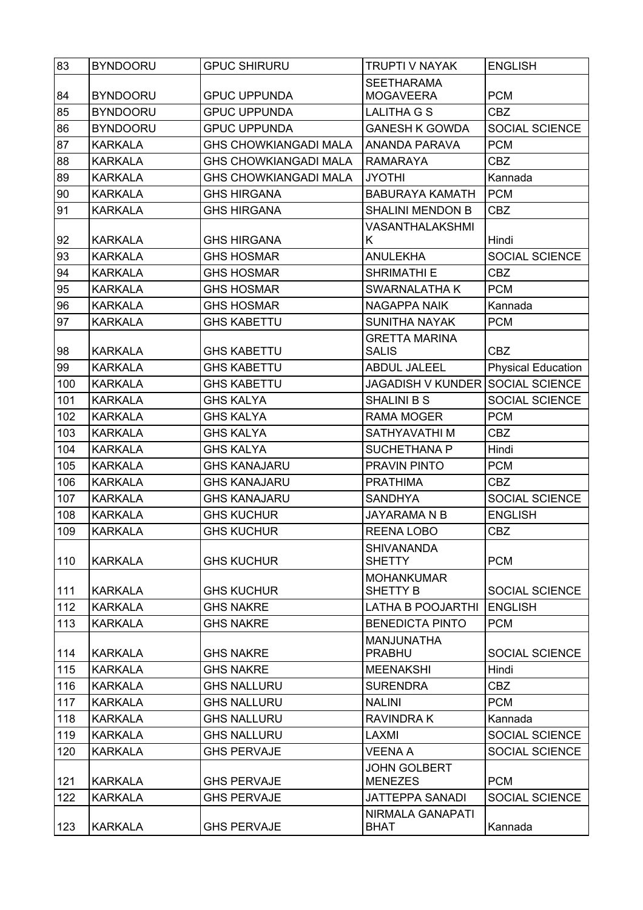| 83 | BYNDOORU | GPUC SHIRURU | TRUPTI V NAYAK | ENGLISH |
|---|---|---|---|---|
| 84 | BYNDOORU | GPUC UPPUNDA | SEETHARAMA MOGAVEERA | PCM |
| 85 | BYNDOORU | GPUC UPPUNDA | LALITHA G S | CBZ |
| 86 | BYNDOORU | GPUC UPPUNDA | GANESH K GOWDA | SOCIAL SCIENCE |
| 87 | KARKALA | GHS CHOWKIANGADI MALA | ANANDA PARAVA | PCM |
| 88 | KARKALA | GHS CHOWKIANGADI MALA | RAMARAYA | CBZ |
| 89 | KARKALA | GHS CHOWKIANGADI MALA | JYOTHI | Kannada |
| 90 | KARKALA | GHS HIRGANA | BABURAYA KAMATH | PCM |
| 91 | KARKALA | GHS HIRGANA | SHALINI MENDON B | CBZ |
| 92 | KARKALA | GHS HIRGANA | VASANTHALAKSHMI K | Hindi |
| 93 | KARKALA | GHS HOSMAR | ANULEKHA | SOCIAL SCIENCE |
| 94 | KARKALA | GHS HOSMAR | SHRIMATHI E | CBZ |
| 95 | KARKALA | GHS HOSMAR | SWARNALATHA K | PCM |
| 96 | KARKALA | GHS HOSMAR | NAGAPPA NAIK | Kannada |
| 97 | KARKALA | GHS KABETTU | SUNITHA NAYAK | PCM |
| 98 | KARKALA | GHS KABETTU | GRETTA MARINA SALIS | CBZ |
| 99 | KARKALA | GHS KABETTU | ABDUL JALEEL | Physical Education |
| 100 | KARKALA | GHS KABETTU | JAGADISH V KUNDER | SOCIAL SCIENCE |
| 101 | KARKALA | GHS KALYA | SHALINI B S | SOCIAL SCIENCE |
| 102 | KARKALA | GHS KALYA | RAMA MOGER | PCM |
| 103 | KARKALA | GHS KALYA | SATHYAVATHI M | CBZ |
| 104 | KARKALA | GHS KALYA | SUCHETHANA P | Hindi |
| 105 | KARKALA | GHS KANAJARU | PRAVIN PINTO | PCM |
| 106 | KARKALA | GHS KANAJARU | PRATHIMA | CBZ |
| 107 | KARKALA | GHS KANAJARU | SANDHYA | SOCIAL SCIENCE |
| 108 | KARKALA | GHS KUCHUR | JAYARAMA N B | ENGLISH |
| 109 | KARKALA | GHS KUCHUR | REENA LOBO | CBZ |
| 110 | KARKALA | GHS KUCHUR | SHIVANANDA SHETTY | PCM |
| 111 | KARKALA | GHS KUCHUR | MOHANKUMAR SHETTY B | SOCIAL SCIENCE |
| 112 | KARKALA | GHS NAKRE | LATHA B POOJARTHI | ENGLISH |
| 113 | KARKALA | GHS NAKRE | BENEDICTA PINTO | PCM |
| 114 | KARKALA | GHS NAKRE | MANJUNATHA PRABHU | SOCIAL SCIENCE |
| 115 | KARKALA | GHS NAKRE | MEENAKSHI | Hindi |
| 116 | KARKALA | GHS NALLURU | SURENDRA | CBZ |
| 117 | KARKALA | GHS NALLURU | NALINI | PCM |
| 118 | KARKALA | GHS NALLURU | RAVINDRA K | Kannada |
| 119 | KARKALA | GHS NALLURU | LAXMI | SOCIAL SCIENCE |
| 120 | KARKALA | GHS PERVAJE | VEENA A | SOCIAL SCIENCE |
| 121 | KARKALA | GHS PERVAJE | JOHN GOLBERT MENEZES | PCM |
| 122 | KARKALA | GHS PERVAJE | JATTEPPA SANADI | SOCIAL SCIENCE |
| 123 | KARKALA | GHS PERVAJE | NIRMALA GANAPATI BHAT | Kannada |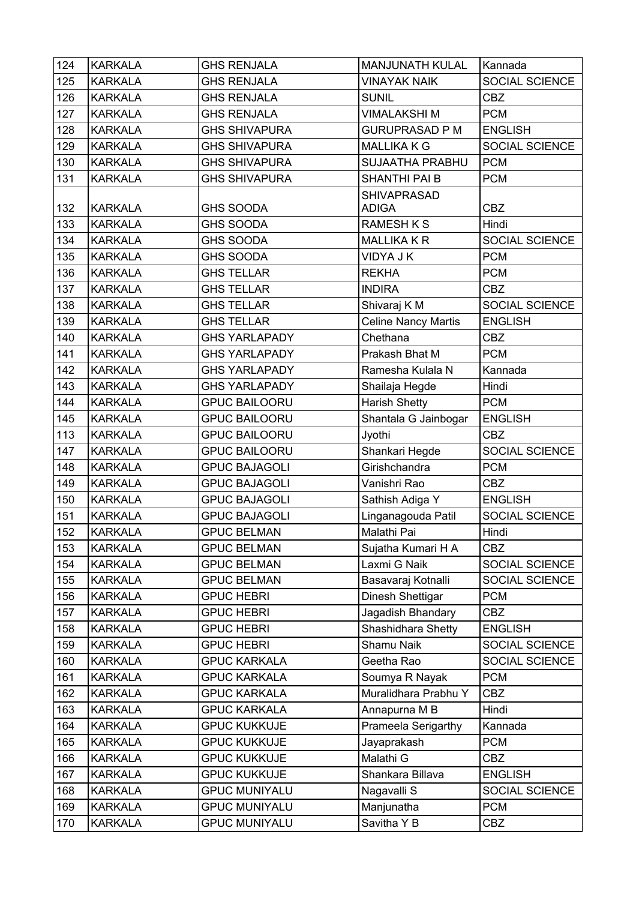| 124 | KARKALA | GHS RENJALA | MANJUNATH KULAL | Kannada |
|---|---|---|---|---|
| 125 | KARKALA | GHS RENJALA | VINAYAK NAIK | SOCIAL SCIENCE |
| 126 | KARKALA | GHS RENJALA | SUNIL | CBZ |
| 127 | KARKALA | GHS RENJALA | VIMALAKSHI M | PCM |
| 128 | KARKALA | GHS SHIVAPURA | GURUPRASAD P M | ENGLISH |
| 129 | KARKALA | GHS SHIVAPURA | MALLIKA K G | SOCIAL SCIENCE |
| 130 | KARKALA | GHS SHIVAPURA | SUJAATHA PRABHU | PCM |
| 131 | KARKALA | GHS SHIVAPURA | SHANTHI PAI B | PCM |
| 132 | KARKALA | GHS SOODA | SHIVAPRASAD ADIGA | CBZ |
| 133 | KARKALA | GHS SOODA | RAMESH K S | Hindi |
| 134 | KARKALA | GHS SOODA | MALLIKA K R | SOCIAL SCIENCE |
| 135 | KARKALA | GHS SOODA | VIDYA J K | PCM |
| 136 | KARKALA | GHS TELLAR | REKHA | PCM |
| 137 | KARKALA | GHS TELLAR | INDIRA | CBZ |
| 138 | KARKALA | GHS TELLAR | Shivaraj K M | SOCIAL SCIENCE |
| 139 | KARKALA | GHS TELLAR | Celine Nancy Martis | ENGLISH |
| 140 | KARKALA | GHS YARLAPADY | Chethana | CBZ |
| 141 | KARKALA | GHS YARLAPADY | Prakash Bhat M | PCM |
| 142 | KARKALA | GHS YARLAPADY | Ramesha Kulala N | Kannada |
| 143 | KARKALA | GHS YARLAPADY | Shailaja Hegde | Hindi |
| 144 | KARKALA | GPUC BAILOORU | Harish Shetty | PCM |
| 145 | KARKALA | GPUC BAILOORU | Shantala G Jainbogar | ENGLISH |
| 113 | KARKALA | GPUC BAILOORU | Jyothi | CBZ |
| 147 | KARKALA | GPUC BAILOORU | Shankari Hegde | SOCIAL SCIENCE |
| 148 | KARKALA | GPUC BAJAGOLI | Girishchandra | PCM |
| 149 | KARKALA | GPUC BAJAGOLI | Vanishri Rao | CBZ |
| 150 | KARKALA | GPUC BAJAGOLI | Sathish Adiga Y | ENGLISH |
| 151 | KARKALA | GPUC BAJAGOLI | Linganagouda Patil | SOCIAL SCIENCE |
| 152 | KARKALA | GPUC BELMAN | Malathi Pai | Hindi |
| 153 | KARKALA | GPUC BELMAN | Sujatha Kumari H A | CBZ |
| 154 | KARKALA | GPUC BELMAN | Laxmi G Naik | SOCIAL SCIENCE |
| 155 | KARKALA | GPUC BELMAN | Basavaraj Kotnalli | SOCIAL SCIENCE |
| 156 | KARKALA | GPUC HEBRI | Dinesh Shettigar | PCM |
| 157 | KARKALA | GPUC HEBRI | Jagadish Bhandary | CBZ |
| 158 | KARKALA | GPUC HEBRI | Shashidhara Shetty | ENGLISH |
| 159 | KARKALA | GPUC HEBRI | Shamu Naik | SOCIAL SCIENCE |
| 160 | KARKALA | GPUC KARKALA | Geetha Rao | SOCIAL SCIENCE |
| 161 | KARKALA | GPUC KARKALA | Soumya R Nayak | PCM |
| 162 | KARKALA | GPUC KARKALA | Muralidhara Prabhu Y | CBZ |
| 163 | KARKALA | GPUC KARKALA | Annapurna M B | Hindi |
| 164 | KARKALA | GPUC KUKKUJE | Prameela Serigarthy | Kannada |
| 165 | KARKALA | GPUC KUKKUJE | Jayaprakash | PCM |
| 166 | KARKALA | GPUC KUKKUJE | Malathi G | CBZ |
| 167 | KARKALA | GPUC KUKKUJE | Shankara Billava | ENGLISH |
| 168 | KARKALA | GPUC MUNIYALU | Nagavalli S | SOCIAL SCIENCE |
| 169 | KARKALA | GPUC MUNIYALU | Manjunatha | PCM |
| 170 | KARKALA | GPUC MUNIYALU | Savitha Y B | CBZ |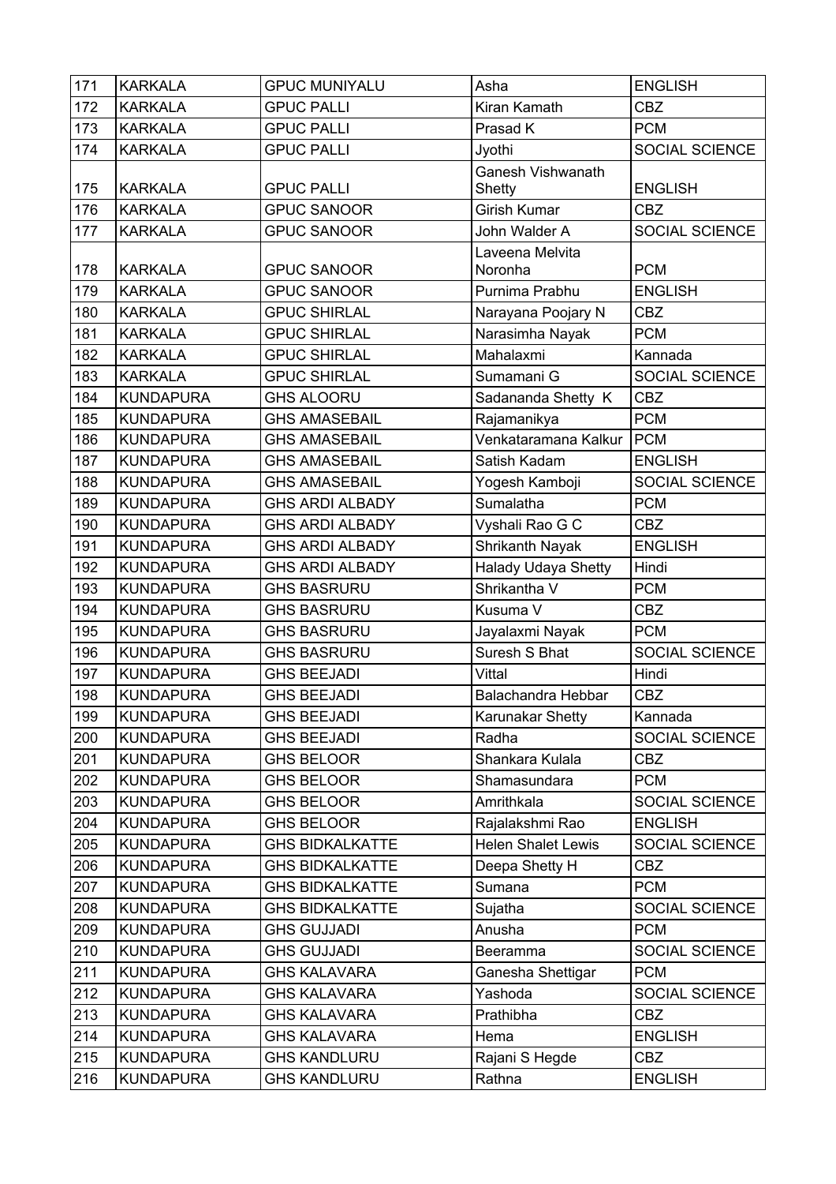| 171 | KARKALA | GPUC MUNIYALU | Asha | ENGLISH |
|---|---|---|---|---|
| 172 | KARKALA | GPUC PALLI | Kiran Kamath | CBZ |
| 173 | KARKALA | GPUC PALLI | Prasad K | PCM |
| 174 | KARKALA | GPUC PALLI | Jyothi | SOCIAL SCIENCE |
| 175 | KARKALA | GPUC PALLI | Ganesh Vishwanath Shetty | ENGLISH |
| 176 | KARKALA | GPUC SANOOR | Girish Kumar | CBZ |
| 177 | KARKALA | GPUC SANOOR | John Walder A | SOCIAL SCIENCE |
| 178 | KARKALA | GPUC SANOOR | Laveena Melvita Noronha | PCM |
| 179 | KARKALA | GPUC SANOOR | Purnima Prabhu | ENGLISH |
| 180 | KARKALA | GPUC SHIRLAL | Narayana Poojary N | CBZ |
| 181 | KARKALA | GPUC SHIRLAL | Narasimha Nayak | PCM |
| 182 | KARKALA | GPUC SHIRLAL | Mahalaxmi | Kannada |
| 183 | KARKALA | GPUC SHIRLAL | Sumamani G | SOCIAL SCIENCE |
| 184 | KUNDAPURA | GHS ALOORU | Sadananda Shetty K | CBZ |
| 185 | KUNDAPURA | GHS AMASEBAIL | Rajamanikya | PCM |
| 186 | KUNDAPURA | GHS AMASEBAIL | Venkataramana Kalkur | PCM |
| 187 | KUNDAPURA | GHS AMASEBAIL | Satish Kadam | ENGLISH |
| 188 | KUNDAPURA | GHS AMASEBAIL | Yogesh Kamboji | SOCIAL SCIENCE |
| 189 | KUNDAPURA | GHS ARDI ALBADY | Sumalatha | PCM |
| 190 | KUNDAPURA | GHS ARDI ALBADY | Vyshali Rao G C | CBZ |
| 191 | KUNDAPURA | GHS ARDI ALBADY | Shrikanth Nayak | ENGLISH |
| 192 | KUNDAPURA | GHS ARDI ALBADY | Halady Udaya Shetty | Hindi |
| 193 | KUNDAPURA | GHS BASRURU | Shrikantha V | PCM |
| 194 | KUNDAPURA | GHS BASRURU | Kusuma V | CBZ |
| 195 | KUNDAPURA | GHS BASRURU | Jayalaxmi Nayak | PCM |
| 196 | KUNDAPURA | GHS BASRURU | Suresh S Bhat | SOCIAL SCIENCE |
| 197 | KUNDAPURA | GHS BEEJADI | Vittal | Hindi |
| 198 | KUNDAPURA | GHS BEEJADI | Balachandra Hebbar | CBZ |
| 199 | KUNDAPURA | GHS BEEJADI | Karunakar Shetty | Kannada |
| 200 | KUNDAPURA | GHS BEEJADI | Radha | SOCIAL SCIENCE |
| 201 | KUNDAPURA | GHS BELOOR | Shankara Kulala | CBZ |
| 202 | KUNDAPURA | GHS BELOOR | Shamasundara | PCM |
| 203 | KUNDAPURA | GHS BELOOR | Amrithkala | SOCIAL SCIENCE |
| 204 | KUNDAPURA | GHS BELOOR | Rajalakshmi Rao | ENGLISH |
| 205 | KUNDAPURA | GHS BIDKALKATTE | Helen Shalet Lewis | SOCIAL SCIENCE |
| 206 | KUNDAPURA | GHS BIDKALKATTE | Deepa Shetty H | CBZ |
| 207 | KUNDAPURA | GHS BIDKALKATTE | Sumana | PCM |
| 208 | KUNDAPURA | GHS BIDKALKATTE | Sujatha | SOCIAL SCIENCE |
| 209 | KUNDAPURA | GHS GUJJADI | Anusha | PCM |
| 210 | KUNDAPURA | GHS GUJJADI | Beeramma | SOCIAL SCIENCE |
| 211 | KUNDAPURA | GHS KALAVARA | Ganesha Shettigar | PCM |
| 212 | KUNDAPURA | GHS KALAVARA | Yashoda | SOCIAL SCIENCE |
| 213 | KUNDAPURA | GHS KALAVARA | Prathibha | CBZ |
| 214 | KUNDAPURA | GHS KALAVARA | Hema | ENGLISH |
| 215 | KUNDAPURA | GHS KANDLURU | Rajani S Hegde | CBZ |
| 216 | KUNDAPURA | GHS KANDLURU | Rathna | ENGLISH |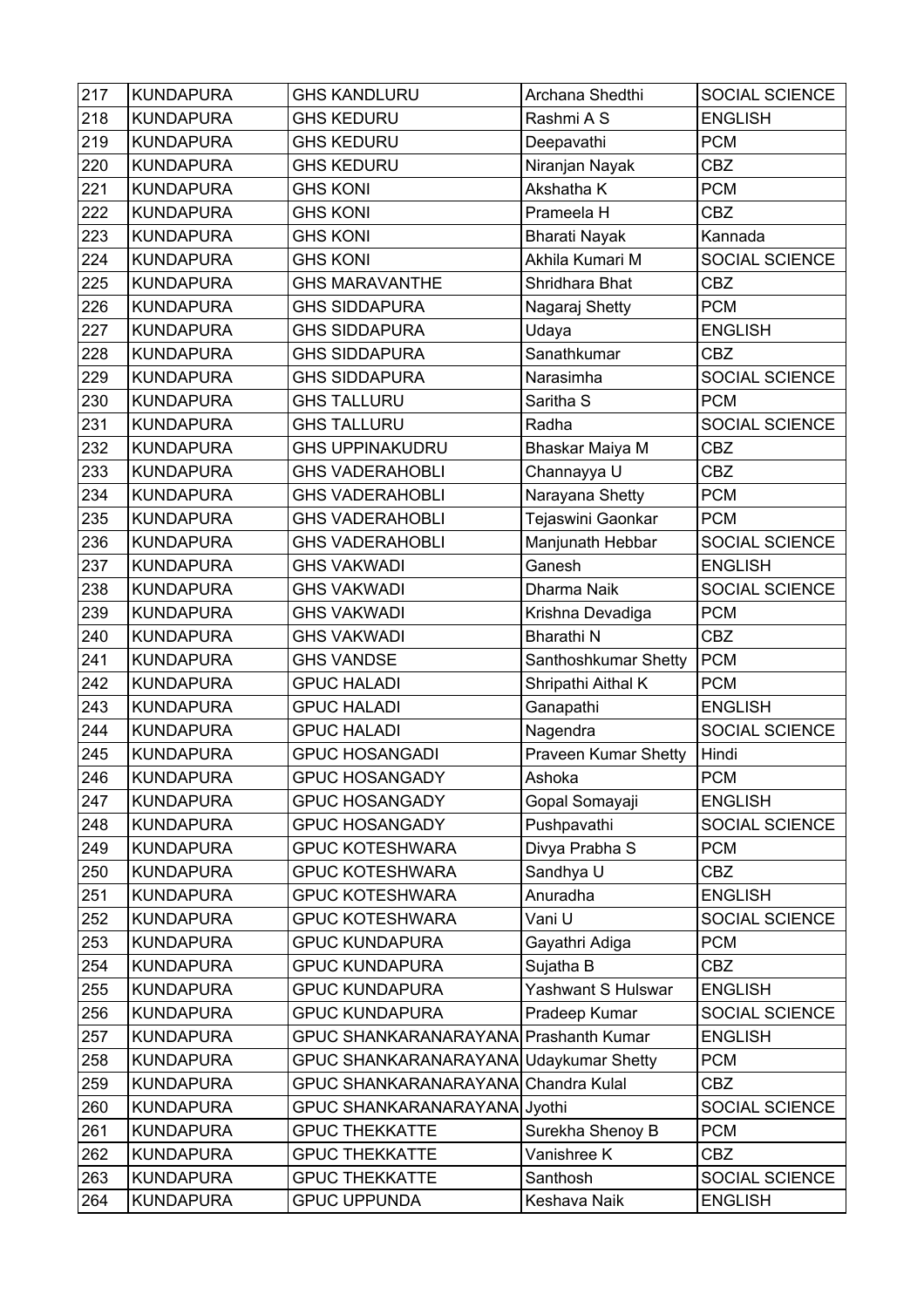| 217 | KUNDAPURA | GHS KANDLURU | Archana Shedthi | SOCIAL SCIENCE |
|---|---|---|---|---|
| 218 | KUNDAPURA | GHS KEDURU | Rashmi A S | ENGLISH |
| 219 | KUNDAPURA | GHS KEDURU | Deepavathi | PCM |
| 220 | KUNDAPURA | GHS KEDURU | Niranjan Nayak | CBZ |
| 221 | KUNDAPURA | GHS KONI | Akshatha K | PCM |
| 222 | KUNDAPURA | GHS KONI | Prameela H | CBZ |
| 223 | KUNDAPURA | GHS KONI | Bharati Nayak | Kannada |
| 224 | KUNDAPURA | GHS KONI | Akhila Kumari M | SOCIAL SCIENCE |
| 225 | KUNDAPURA | GHS MARAVANTHE | Shridhara Bhat | CBZ |
| 226 | KUNDAPURA | GHS SIDDAPURA | Nagaraj Shetty | PCM |
| 227 | KUNDAPURA | GHS SIDDAPURA | Udaya | ENGLISH |
| 228 | KUNDAPURA | GHS SIDDAPURA | Sanathkumar | CBZ |
| 229 | KUNDAPURA | GHS SIDDAPURA | Narasimha | SOCIAL SCIENCE |
| 230 | KUNDAPURA | GHS TALLURU | Saritha S | PCM |
| 231 | KUNDAPURA | GHS TALLURU | Radha | SOCIAL SCIENCE |
| 232 | KUNDAPURA | GHS UPPINAKUDRU | Bhaskar Maiya M | CBZ |
| 233 | KUNDAPURA | GHS VADERAHOBLI | Channayya U | CBZ |
| 234 | KUNDAPURA | GHS VADERAHOBLI | Narayana Shetty | PCM |
| 235 | KUNDAPURA | GHS VADERAHOBLI | Tejaswini Gaonkar | PCM |
| 236 | KUNDAPURA | GHS VADERAHOBLI | Manjunath Hebbar | SOCIAL SCIENCE |
| 237 | KUNDAPURA | GHS VAKWADI | Ganesh | ENGLISH |
| 238 | KUNDAPURA | GHS VAKWADI | Dharma Naik | SOCIAL SCIENCE |
| 239 | KUNDAPURA | GHS VAKWADI | Krishna Devadiga | PCM |
| 240 | KUNDAPURA | GHS VAKWADI | Bharathi N | CBZ |
| 241 | KUNDAPURA | GHS VANDSE | Santhoshkumar Shetty | PCM |
| 242 | KUNDAPURA | GPUC HALADI | Shripathi Aithal K | PCM |
| 243 | KUNDAPURA | GPUC HALADI | Ganapathi | ENGLISH |
| 244 | KUNDAPURA | GPUC HALADI | Nagendra | SOCIAL SCIENCE |
| 245 | KUNDAPURA | GPUC HOSANGADI | Praveen Kumar Shetty | Hindi |
| 246 | KUNDAPURA | GPUC HOSANGADY | Ashoka | PCM |
| 247 | KUNDAPURA | GPUC HOSANGADY | Gopal Somayaji | ENGLISH |
| 248 | KUNDAPURA | GPUC HOSANGADY | Pushpavathi | SOCIAL SCIENCE |
| 249 | KUNDAPURA | GPUC KOTESHWARA | Divya Prabha S | PCM |
| 250 | KUNDAPURA | GPUC KOTESHWARA | Sandhya U | CBZ |
| 251 | KUNDAPURA | GPUC KOTESHWARA | Anuradha | ENGLISH |
| 252 | KUNDAPURA | GPUC KOTESHWARA | Vani U | SOCIAL SCIENCE |
| 253 | KUNDAPURA | GPUC KUNDAPURA | Gayathri Adiga | PCM |
| 254 | KUNDAPURA | GPUC KUNDAPURA | Sujatha B | CBZ |
| 255 | KUNDAPURA | GPUC KUNDAPURA | Yashwant S Hulswar | ENGLISH |
| 256 | KUNDAPURA | GPUC KUNDAPURA | Pradeep Kumar | SOCIAL SCIENCE |
| 257 | KUNDAPURA | GPUC SHANKARANARAYANA | Prashanth Kumar | ENGLISH |
| 258 | KUNDAPURA | GPUC SHANKARANARAYANA | Udaykumar Shetty | PCM |
| 259 | KUNDAPURA | GPUC SHANKARANARAYANA | Chandra Kulal | CBZ |
| 260 | KUNDAPURA | GPUC SHANKARANARAYANA | Jyothi | SOCIAL SCIENCE |
| 261 | KUNDAPURA | GPUC THEKKATTE | Surekha Shenoy B | PCM |
| 262 | KUNDAPURA | GPUC THEKKATTE | Vanishree K | CBZ |
| 263 | KUNDAPURA | GPUC THEKKATTE | Santhosh | SOCIAL SCIENCE |
| 264 | KUNDAPURA | GPUC UPPUNDA | Keshava Naik | ENGLISH |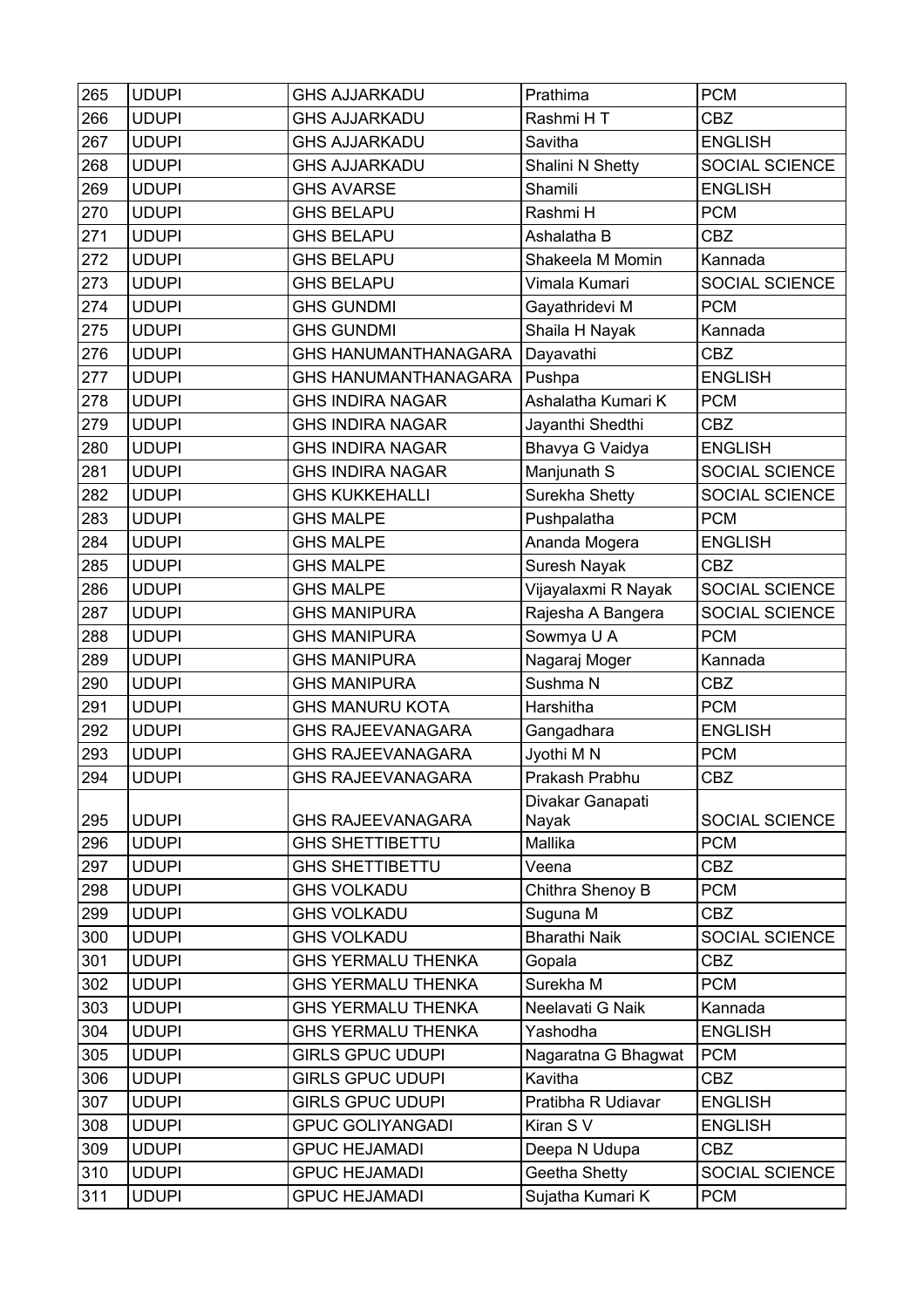| 265 | UDUPI | GHS AJJARKADU | Prathima | PCM |
|---|---|---|---|---|
| 266 | UDUPI | GHS AJJARKADU | Rashmi H T | CBZ |
| 267 | UDUPI | GHS AJJARKADU | Savitha | ENGLISH |
| 268 | UDUPI | GHS AJJARKADU | Shalini N Shetty | SOCIAL SCIENCE |
| 269 | UDUPI | GHS AVARSE | Shamili | ENGLISH |
| 270 | UDUPI | GHS BELAPU | Rashmi H | PCM |
| 271 | UDUPI | GHS BELAPU | Ashalatha B | CBZ |
| 272 | UDUPI | GHS BELAPU | Shakeela M Momin | Kannada |
| 273 | UDUPI | GHS BELAPU | Vimala Kumari | SOCIAL SCIENCE |
| 274 | UDUPI | GHS GUNDMI | Gayathridevi M | PCM |
| 275 | UDUPI | GHS GUNDMI | Shaila H Nayak | Kannada |
| 276 | UDUPI | GHS HANUMANTHANAGARA | Dayavathi | CBZ |
| 277 | UDUPI | GHS HANUMANTHANAGARA | Pushpa | ENGLISH |
| 278 | UDUPI | GHS INDIRA NAGAR | Ashalatha Kumari K | PCM |
| 279 | UDUPI | GHS INDIRA NAGAR | Jayanthi Shedthi | CBZ |
| 280 | UDUPI | GHS INDIRA NAGAR | Bhavya G Vaidya | ENGLISH |
| 281 | UDUPI | GHS INDIRA NAGAR | Manjunath S | SOCIAL SCIENCE |
| 282 | UDUPI | GHS KUKKEHALLI | Surekha Shetty | SOCIAL SCIENCE |
| 283 | UDUPI | GHS MALPE | Pushpalatha | PCM |
| 284 | UDUPI | GHS MALPE | Ananda Mogera | ENGLISH |
| 285 | UDUPI | GHS MALPE | Suresh Nayak | CBZ |
| 286 | UDUPI | GHS MALPE | Vijayalaxmi R Nayak | SOCIAL SCIENCE |
| 287 | UDUPI | GHS MANIPURA | Rajesha A Bangera | SOCIAL SCIENCE |
| 288 | UDUPI | GHS MANIPURA | Sowmya U A | PCM |
| 289 | UDUPI | GHS MANIPURA | Nagaraj Moger | Kannada |
| 290 | UDUPI | GHS MANIPURA | Sushma N | CBZ |
| 291 | UDUPI | GHS MANURU KOTA | Harshitha | PCM |
| 292 | UDUPI | GHS RAJEEVANAGARA | Gangadhara | ENGLISH |
| 293 | UDUPI | GHS RAJEEVANAGARA | Jyothi M N | PCM |
| 294 | UDUPI | GHS RAJEEVANAGARA | Prakash Prabhu | CBZ |
| 295 | UDUPI | GHS RAJEEVANAGARA | Divakar Ganapati Nayak | SOCIAL SCIENCE |
| 296 | UDUPI | GHS SHETTIBETTU | Mallika | PCM |
| 297 | UDUPI | GHS SHETTIBETTU | Veena | CBZ |
| 298 | UDUPI | GHS VOLKADU | Chithra Shenoy B | PCM |
| 299 | UDUPI | GHS VOLKADU | Suguna M | CBZ |
| 300 | UDUPI | GHS VOLKADU | Bharathi Naik | SOCIAL SCIENCE |
| 301 | UDUPI | GHS YERMALU THENKA | Gopala | CBZ |
| 302 | UDUPI | GHS YERMALU THENKA | Surekha M | PCM |
| 303 | UDUPI | GHS YERMALU THENKA | Neelavati G Naik | Kannada |
| 304 | UDUPI | GHS YERMALU THENKA | Yashodha | ENGLISH |
| 305 | UDUPI | GIRLS GPUC UDUPI | Nagaratna G Bhagwat | PCM |
| 306 | UDUPI | GIRLS GPUC UDUPI | Kavitha | CBZ |
| 307 | UDUPI | GIRLS GPUC UDUPI | Pratibha R Udiavar | ENGLISH |
| 308 | UDUPI | GPUC GOLIYANGADI | Kiran S V | ENGLISH |
| 309 | UDUPI | GPUC HEJAMADI | Deepa N Udupa | CBZ |
| 310 | UDUPI | GPUC HEJAMADI | Geetha Shetty | SOCIAL SCIENCE |
| 311 | UDUPI | GPUC HEJAMADI | Sujatha Kumari K | PCM |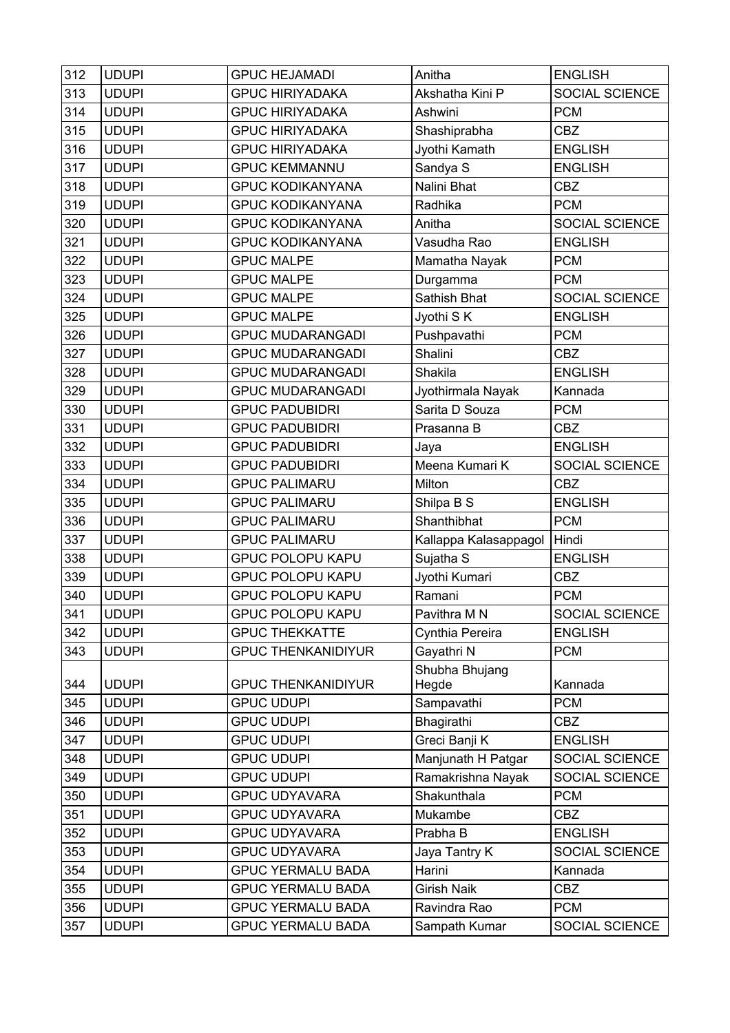| | | | | |
|---|---|---|---|---|
| 312 | UDUPI | GPUC HEJAMADI | Anitha | ENGLISH |
| 313 | UDUPI | GPUC HIRIYADAKA | Akshatha Kini P | SOCIAL SCIENCE |
| 314 | UDUPI | GPUC HIRIYADAKA | Ashwini | PCM |
| 315 | UDUPI | GPUC HIRIYADAKA | Shashiprabha | CBZ |
| 316 | UDUPI | GPUC HIRIYADAKA | Jyothi Kamath | ENGLISH |
| 317 | UDUPI | GPUC KEMMANNU | Sandya S | ENGLISH |
| 318 | UDUPI | GPUC KODIKANYANA | Nalini Bhat | CBZ |
| 319 | UDUPI | GPUC KODIKANYANA | Radhika | PCM |
| 320 | UDUPI | GPUC KODIKANYANA | Anitha | SOCIAL SCIENCE |
| 321 | UDUPI | GPUC KODIKANYANA | Vasudha Rao | ENGLISH |
| 322 | UDUPI | GPUC MALPE | Mamatha Nayak | PCM |
| 323 | UDUPI | GPUC MALPE | Durgamma | PCM |
| 324 | UDUPI | GPUC MALPE | Sathish Bhat | SOCIAL SCIENCE |
| 325 | UDUPI | GPUC MALPE | Jyothi S K | ENGLISH |
| 326 | UDUPI | GPUC MUDARANGADI | Pushpavathi | PCM |
| 327 | UDUPI | GPUC MUDARANGADI | Shalini | CBZ |
| 328 | UDUPI | GPUC MUDARANGADI | Shakila | ENGLISH |
| 329 | UDUPI | GPUC MUDARANGADI | Jyothirmala Nayak | Kannada |
| 330 | UDUPI | GPUC PADUBIDRI | Sarita D Souza | PCM |
| 331 | UDUPI | GPUC PADUBIDRI | Prasanna B | CBZ |
| 332 | UDUPI | GPUC PADUBIDRI | Jaya | ENGLISH |
| 333 | UDUPI | GPUC PADUBIDRI | Meena Kumari K | SOCIAL SCIENCE |
| 334 | UDUPI | GPUC PALIMARU | Milton | CBZ |
| 335 | UDUPI | GPUC PALIMARU | Shilpa B S | ENGLISH |
| 336 | UDUPI | GPUC PALIMARU | Shanthibhat | PCM |
| 337 | UDUPI | GPUC PALIMARU | Kallappa Kalasappagol | Hindi |
| 338 | UDUPI | GPUC POLOPU KAPU | Sujatha S | ENGLISH |
| 339 | UDUPI | GPUC POLOPU KAPU | Jyothi Kumari | CBZ |
| 340 | UDUPI | GPUC POLOPU KAPU | Ramani | PCM |
| 341 | UDUPI | GPUC POLOPU KAPU | Pavithra M N | SOCIAL SCIENCE |
| 342 | UDUPI | GPUC THEKKATTE | Cynthia Pereira | ENGLISH |
| 343 | UDUPI | GPUC THENKANIDIYUR | Gayathri N | PCM |
| 344 | UDUPI | GPUC THENKANIDIYUR | Shubha Bhujang Hegde | Kannada |
| 345 | UDUPI | GPUC UDUPI | Sampavathi | PCM |
| 346 | UDUPI | GPUC UDUPI | Bhagirathi | CBZ |
| 347 | UDUPI | GPUC UDUPI | Greci Banji K | ENGLISH |
| 348 | UDUPI | GPUC UDUPI | Manjunath H Patgar | SOCIAL SCIENCE |
| 349 | UDUPI | GPUC UDUPI | Ramakrishna Nayak | SOCIAL SCIENCE |
| 350 | UDUPI | GPUC UDYAVARA | Shakunthala | PCM |
| 351 | UDUPI | GPUC UDYAVARA | Mukambe | CBZ |
| 352 | UDUPI | GPUC UDYAVARA | Prabha B | ENGLISH |
| 353 | UDUPI | GPUC UDYAVARA | Jaya Tantry K | SOCIAL SCIENCE |
| 354 | UDUPI | GPUC YERMALU BADA | Harini | Kannada |
| 355 | UDUPI | GPUC YERMALU BADA | Girish Naik | CBZ |
| 356 | UDUPI | GPUC YERMALU BADA | Ravindra Rao | PCM |
| 357 | UDUPI | GPUC YERMALU BADA | Sampath Kumar | SOCIAL SCIENCE |